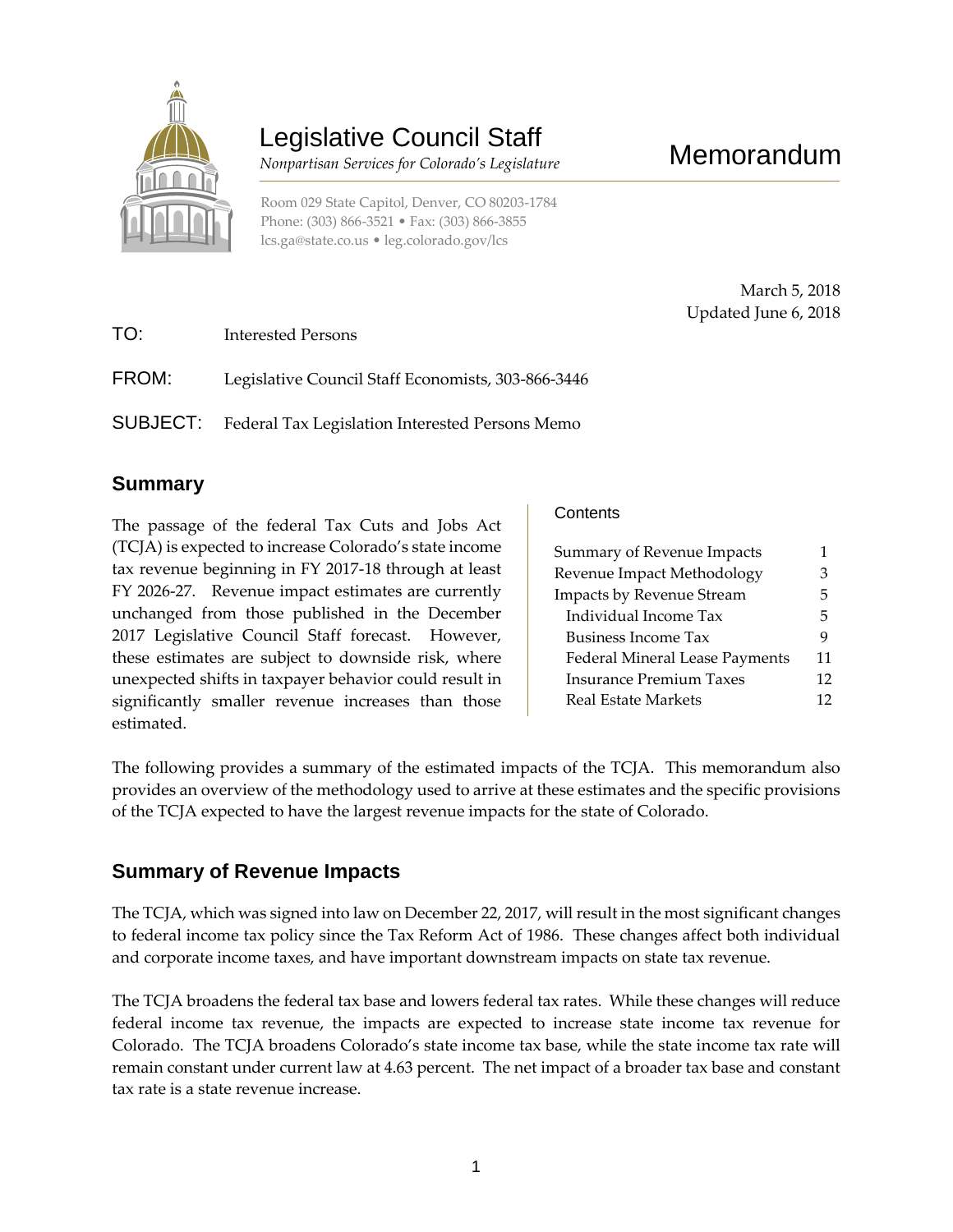# Legislative Council Staff

*Nonpartisan Services for Colorado's Legislature*

Room 029 State Capitol, Denver, CO 80203-1784
Phone: (303) 866-3521 • Fax: (303) 866-3855
lcs.ga@state.co.us • leg.colorado.gov/lcs

# Memorandum

March 5, 2018
Updated June 6, 2018

TO: Interested Persons

FROM: Legislative Council Staff Economists, 303-866-3446

SUBJECT: Federal Tax Legislation Interested Persons Memo

## Summary

The passage of the federal Tax Cuts and Jobs Act (TCJA) is expected to increase Colorado's state income tax revenue beginning in FY 2017-18 through at least FY 2026-27. Revenue impact estimates are currently unchanged from those published in the December 2017 Legislative Council Staff forecast. However, these estimates are subject to downside risk, where unexpected shifts in taxpayer behavior could result in significantly smaller revenue increases than those estimated.

**Contents**

| | |
|---|---|
| Summary of Revenue Impacts | 1 |
| Revenue Impact Methodology | 3 |
| Impacts by Revenue Stream | 5 |
| Individual Income Tax | 5 |
| Business Income Tax | 9 |
| Federal Mineral Lease Payments | 11 |
| Insurance Premium Taxes | 12 |
| Real Estate Markets | 12 |

The following provides a summary of the estimated impacts of the TCJA. This memorandum also provides an overview of the methodology used to arrive at these estimates and the specific provisions of the TCJA expected to have the largest revenue impacts for the state of Colorado.

## Summary of Revenue Impacts

The TCJA, which was signed into law on December 22, 2017, will result in the most significant changes to federal income tax policy since the Tax Reform Act of 1986. These changes affect both individual and corporate income taxes, and have important downstream impacts on state tax revenue.

The TCJA broadens the federal tax base and lowers federal tax rates. While these changes will reduce federal income tax revenue, the impacts are expected to increase state income tax revenue for Colorado. The TCJA broadens Colorado's state income tax base, while the state income tax rate will remain constant under current law at 4.63 percent. The net impact of a broader tax base and constant tax rate is a state revenue increase.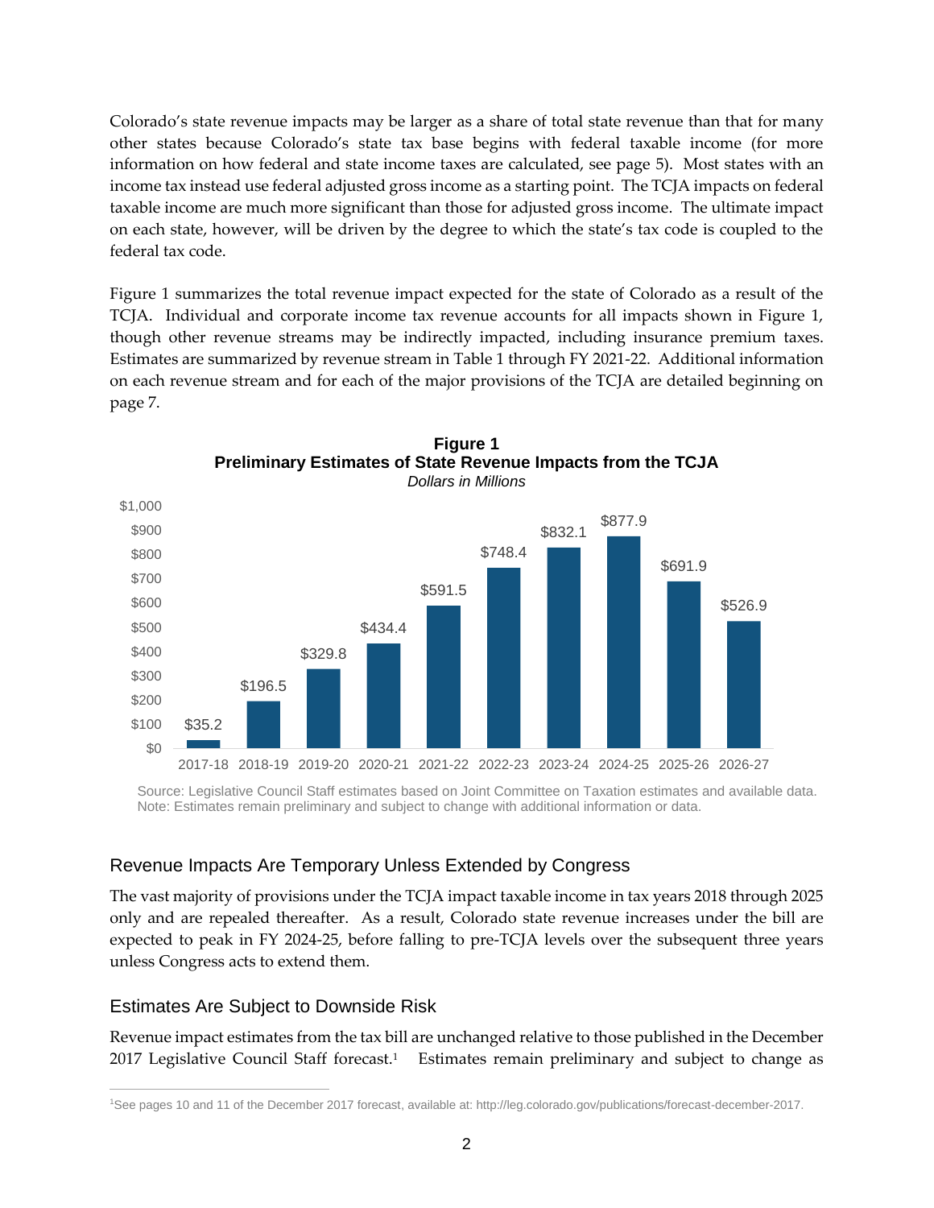Colorado's state revenue impacts may be larger as a share of total state revenue than that for many other states because Colorado's state tax base begins with federal taxable income (for more information on how federal and state income taxes are calculated, see page 5). Most states with an income tax instead use federal adjusted gross income as a starting point. The TCJA impacts on federal taxable income are much more significant than those for adjusted gross income. The ultimate impact on each state, however, will be driven by the degree to which the state's tax code is coupled to the federal tax code.

Figure 1 summarizes the total revenue impact expected for the state of Colorado as a result of the TCJA. Individual and corporate income tax revenue accounts for all impacts shown in Figure 1, though other revenue streams may be indirectly impacted, including insurance premium taxes. Estimates are summarized by revenue stream in Table 1 through FY 2021-22. Additional information on each revenue stream and for each of the major provisions of the TCJA are detailed beginning on page 7.

**Figure 1**
**Preliminary Estimates of State Revenue Impacts from the TCJA**
*Dollars in Millions*

| Fiscal Year | Revenue Impact |
|---|---|
| 2017-18 | $35.2 |
| 2018-19 | $196.5 |
| 2019-20 | $329.8 |
| 2020-21 | $434.4 |
| 2021-22 | $591.5 |
| 2022-23 | $748.4 |
| 2023-24 | $832.1 |
| 2024-25 | $877.9 |
| 2025-26 | $691.9 |
| 2026-27 | $526.9 |

Source: Legislative Council Staff estimates based on Joint Committee on Taxation estimates and available data.
Note: Estimates remain preliminary and subject to change with additional information or data.

## Revenue Impacts Are Temporary Unless Extended by Congress

The vast majority of provisions under the TCJA impact taxable income in tax years 2018 through 2025 only and are repealed thereafter. As a result, Colorado state revenue increases under the bill are expected to peak in FY 2024-25, before falling to pre-TCJA levels over the subsequent three years unless Congress acts to extend them.

## Estimates Are Subject to Downside Risk

Revenue impact estimates from the tax bill are unchanged relative to those published in the December 2017 Legislative Council Staff forecast.[1] Estimates remain preliminary and subject to change as

[1] See pages 10 and 11 of the December 2017 forecast, available at: http://leg.colorado.gov/publications/forecast-december-2017.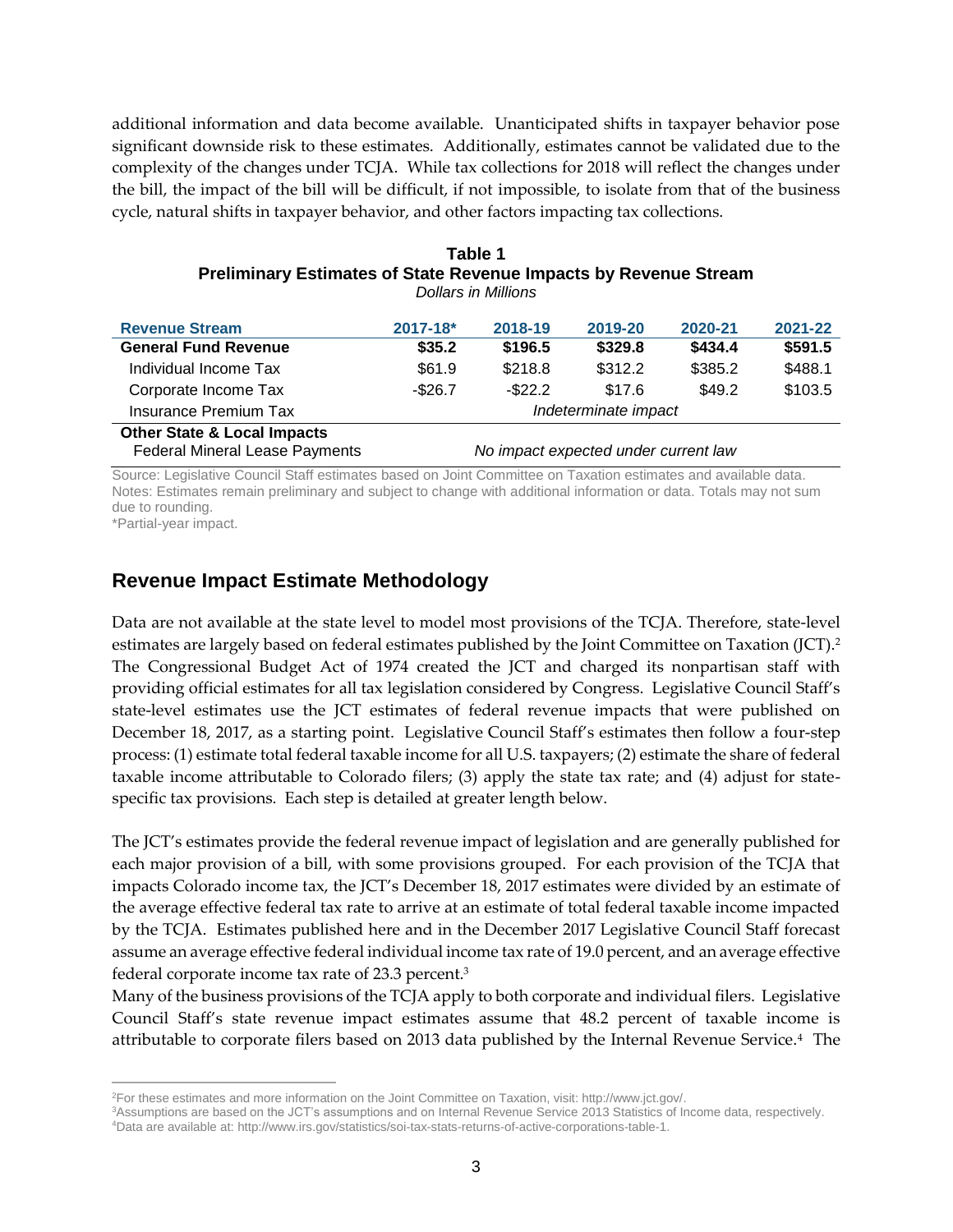additional information and data become available. Unanticipated shifts in taxpayer behavior pose significant downside risk to these estimates. Additionally, estimates cannot be validated due to the complexity of the changes under TCJA. While tax collections for 2018 will reflect the changes under the bill, the impact of the bill will be difficult, if not impossible, to isolate from that of the business cycle, natural shifts in taxpayer behavior, and other factors impacting tax collections.

**Table 1**
**Preliminary Estimates of State Revenue Impacts by Revenue Stream**
*Dollars in Millions*

| Revenue Stream | 2017-18* | 2018-19 | 2019-20 | 2020-21 | 2021-22 |
|---|---|---|---|---|---|
| **General Fund Revenue** | **$35.2** | **$196.5** | **$329.8** | **$434.4** | **$591.5** |
| Individual Income Tax | $61.9 | $218.8 | $312.2 | $385.2 | $488.1 |
| Corporate Income Tax | -$26.7 | -$22.2 | $17.6 | $49.2 | $103.5 |
| Insurance Premium Tax | *Indeterminate impact* | | | | |
| **Other State & Local Impacts** | | | | | |
| Federal Mineral Lease Payments | *No impact expected under current law* | | | | |

Source: Legislative Council Staff estimates based on Joint Committee on Taxation estimates and available data.
Notes: Estimates remain preliminary and subject to change with additional information or data. Totals may not sum due to rounding.
*Partial-year impact.

## Revenue Impact Estimate Methodology

Data are not available at the state level to model most provisions of the TCJA. Therefore, state-level estimates are largely based on federal estimates published by the Joint Committee on Taxation (JCT).[2] The Congressional Budget Act of 1974 created the JCT and charged its nonpartisan staff with providing official estimates for all tax legislation considered by Congress. Legislative Council Staff's state-level estimates use the JCT estimates of federal revenue impacts that were published on December 18, 2017, as a starting point. Legislative Council Staff's estimates then follow a four-step process: (1) estimate total federal taxable income for all U.S. taxpayers; (2) estimate the share of federal taxable income attributable to Colorado filers; (3) apply the state tax rate; and (4) adjust for state-specific tax provisions. Each step is detailed at greater length below.

The JCT's estimates provide the federal revenue impact of legislation and are generally published for each major provision of a bill, with some provisions grouped. For each provision of the TCJA that impacts Colorado income tax, the JCT's December 18, 2017 estimates were divided by an estimate of the average effective federal tax rate to arrive at an estimate of total federal taxable income impacted by the TCJA. Estimates published here and in the December 2017 Legislative Council Staff forecast assume an average effective federal individual income tax rate of 19.0 percent, and an average effective federal corporate income tax rate of 23.3 percent.[3]

Many of the business provisions of the TCJA apply to both corporate and individual filers. Legislative Council Staff's state revenue impact estimates assume that 48.2 percent of taxable income is attributable to corporate filers based on 2013 data published by the Internal Revenue Service.[4] The

[2] For these estimates and more information on the Joint Committee on Taxation, visit: http://www.jct.gov/.
[3] Assumptions are based on the JCT's assumptions and on Internal Revenue Service 2013 Statistics of Income data, respectively.
[4] Data are available at: http://www.irs.gov/statistics/soi-tax-stats-returns-of-active-corporations-table-1.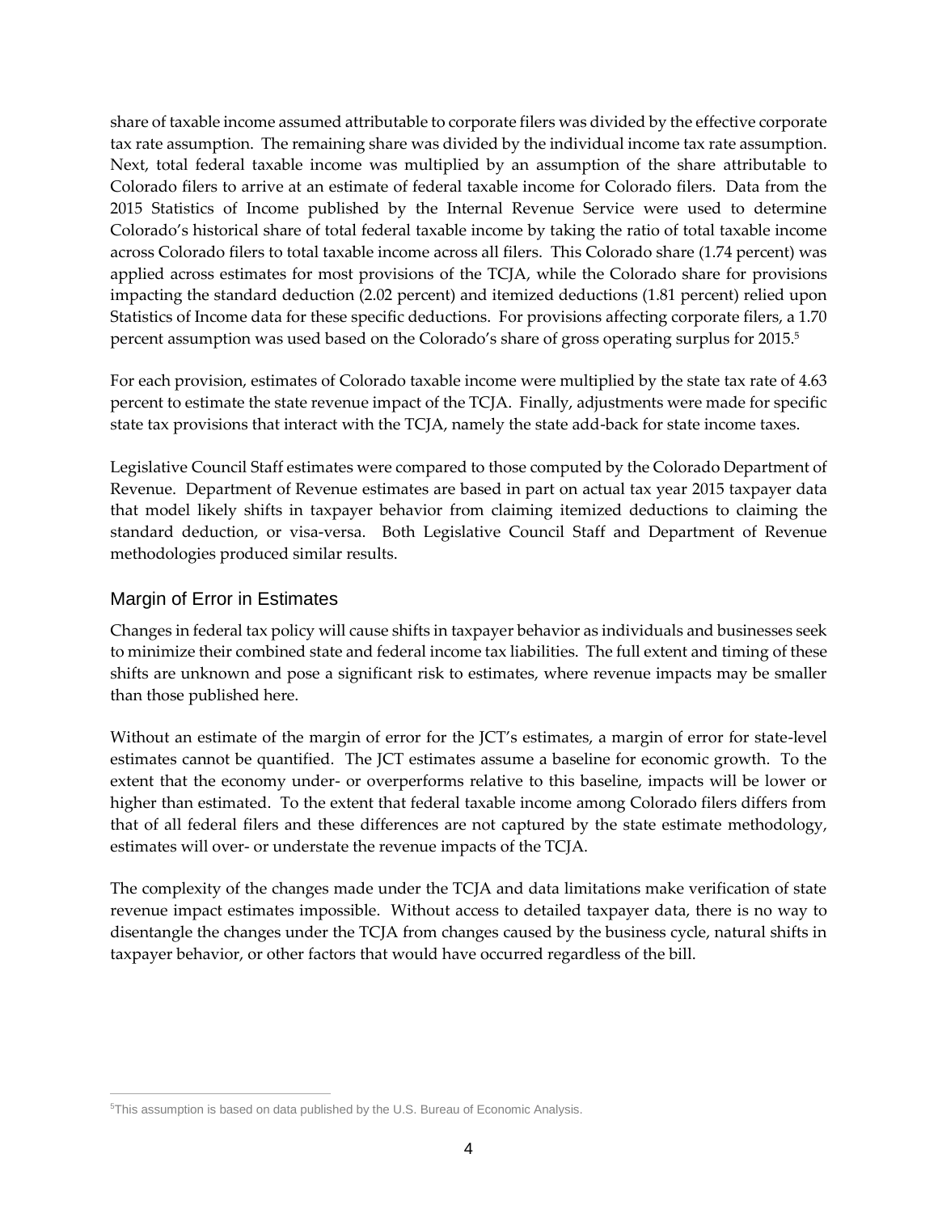share of taxable income assumed attributable to corporate filers was divided by the effective corporate tax rate assumption. The remaining share was divided by the individual income tax rate assumption. Next, total federal taxable income was multiplied by an assumption of the share attributable to Colorado filers to arrive at an estimate of federal taxable income for Colorado filers. Data from the 2015 Statistics of Income published by the Internal Revenue Service were used to determine Colorado's historical share of total federal taxable income by taking the ratio of total taxable income across Colorado filers to total taxable income across all filers. This Colorado share (1.74 percent) was applied across estimates for most provisions of the TCJA, while the Colorado share for provisions impacting the standard deduction (2.02 percent) and itemized deductions (1.81 percent) relied upon Statistics of Income data for these specific deductions. For provisions affecting corporate filers, a 1.70 percent assumption was used based on the Colorado's share of gross operating surplus for 2015.[5]

For each provision, estimates of Colorado taxable income were multiplied by the state tax rate of 4.63 percent to estimate the state revenue impact of the TCJA. Finally, adjustments were made for specific state tax provisions that interact with the TCJA, namely the state add-back for state income taxes.

Legislative Council Staff estimates were compared to those computed by the Colorado Department of Revenue. Department of Revenue estimates are based in part on actual tax year 2015 taxpayer data that model likely shifts in taxpayer behavior from claiming itemized deductions to claiming the standard deduction, or visa-versa. Both Legislative Council Staff and Department of Revenue methodologies produced similar results.

## Margin of Error in Estimates

Changes in federal tax policy will cause shifts in taxpayer behavior as individuals and businesses seek to minimize their combined state and federal income tax liabilities. The full extent and timing of these shifts are unknown and pose a significant risk to estimates, where revenue impacts may be smaller than those published here.

Without an estimate of the margin of error for the JCT's estimates, a margin of error for state-level estimates cannot be quantified. The JCT estimates assume a baseline for economic growth. To the extent that the economy under- or overperforms relative to this baseline, impacts will be lower or higher than estimated. To the extent that federal taxable income among Colorado filers differs from that of all federal filers and these differences are not captured by the state estimate methodology, estimates will over- or understate the revenue impacts of the TCJA.

The complexity of the changes made under the TCJA and data limitations make verification of state revenue impact estimates impossible. Without access to detailed taxpayer data, there is no way to disentangle the changes under the TCJA from changes caused by the business cycle, natural shifts in taxpayer behavior, or other factors that would have occurred regardless of the bill.

[5]This assumption is based on data published by the U.S. Bureau of Economic Analysis.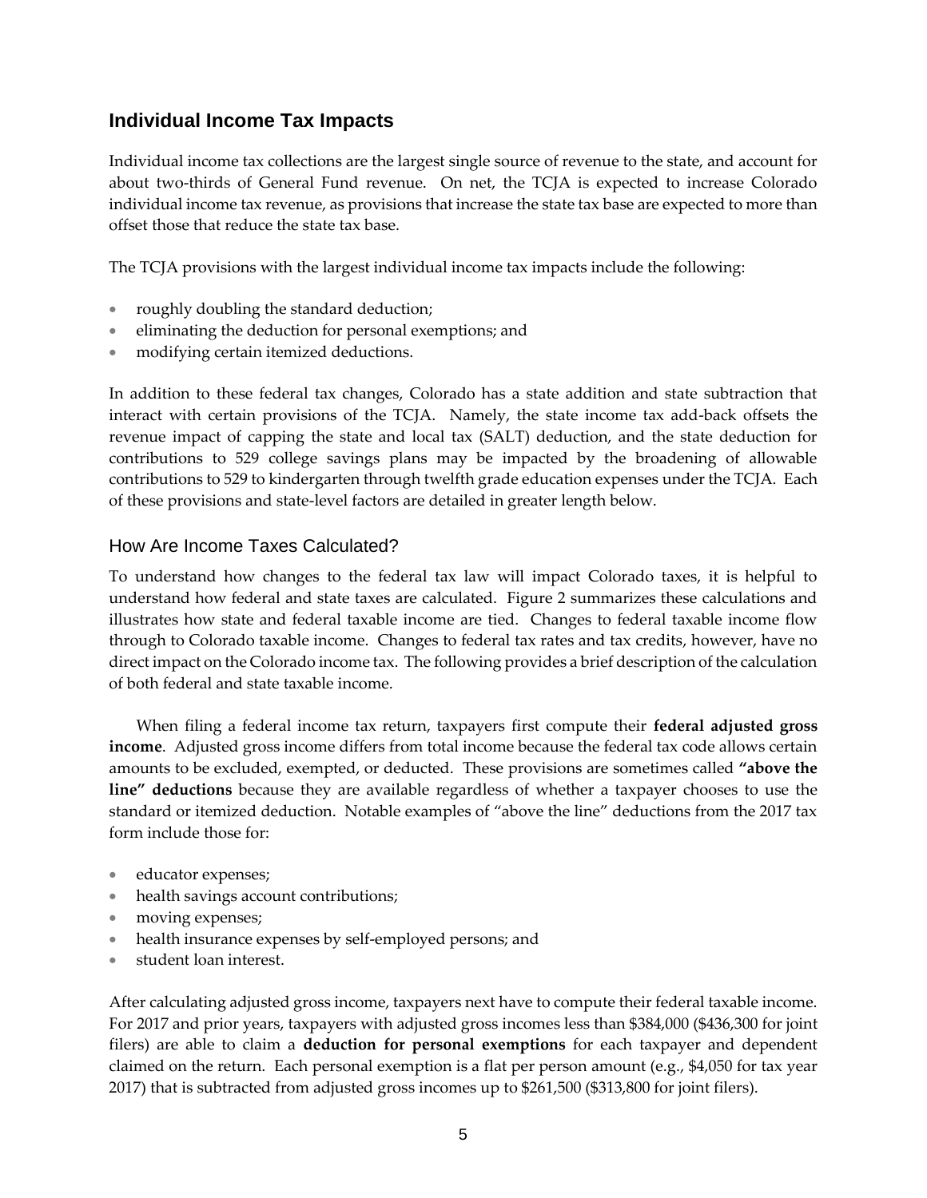## Individual Income Tax Impacts

Individual income tax collections are the largest single source of revenue to the state, and account for about two-thirds of General Fund revenue. On net, the TCJA is expected to increase Colorado individual income tax revenue, as provisions that increase the state tax base are expected to more than offset those that reduce the state tax base.

The TCJA provisions with the largest individual income tax impacts include the following:

- roughly doubling the standard deduction;
- eliminating the deduction for personal exemptions; and
- modifying certain itemized deductions.

In addition to these federal tax changes, Colorado has a state addition and state subtraction that interact with certain provisions of the TCJA. Namely, the state income tax add-back offsets the revenue impact of capping the state and local tax (SALT) deduction, and the state deduction for contributions to 529 college savings plans may be impacted by the broadening of allowable contributions to 529 to kindergarten through twelfth grade education expenses under the TCJA. Each of these provisions and state-level factors are detailed in greater length below.

### How Are Income Taxes Calculated?

To understand how changes to the federal tax law will impact Colorado taxes, it is helpful to understand how federal and state taxes are calculated. Figure 2 summarizes these calculations and illustrates how state and federal taxable income are tied. Changes to federal taxable income flow through to Colorado taxable income. Changes to federal tax rates and tax credits, however, have no direct impact on the Colorado income tax. The following provides a brief description of the calculation of both federal and state taxable income.

When filing a federal income tax return, taxpayers first compute their **federal adjusted gross income**. Adjusted gross income differs from total income because the federal tax code allows certain amounts to be excluded, exempted, or deducted. These provisions are sometimes called **"above the line" deductions** because they are available regardless of whether a taxpayer chooses to use the standard or itemized deduction. Notable examples of "above the line" deductions from the 2017 tax form include those for:

- educator expenses;
- health savings account contributions;
- moving expenses;
- health insurance expenses by self-employed persons; and
- student loan interest.

After calculating adjusted gross income, taxpayers next have to compute their federal taxable income. For 2017 and prior years, taxpayers with adjusted gross incomes less than $384,000 ($436,300 for joint filers) are able to claim a **deduction for personal exemptions** for each taxpayer and dependent claimed on the return. Each personal exemption is a flat per person amount (e.g., $4,050 for tax year 2017) that is subtracted from adjusted gross incomes up to $261,500 ($313,800 for joint filers).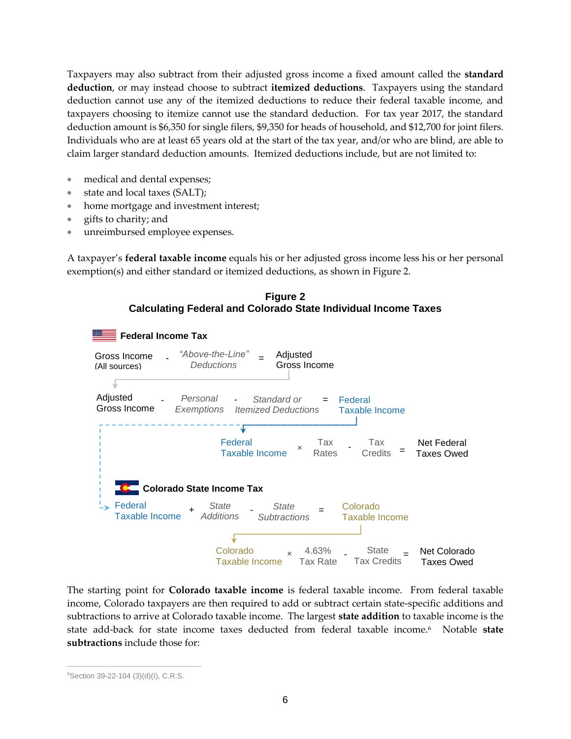Taxpayers may also subtract from their adjusted gross income a fixed amount called the **standard deduction**, or may instead choose to subtract **itemized deductions**. Taxpayers using the standard deduction cannot use any of the itemized deductions to reduce their federal taxable income, and taxpayers choosing to itemize cannot use the standard deduction. For tax year 2017, the standard deduction amount is $6,350 for single filers, $9,350 for heads of household, and $12,700 for joint filers. Individuals who are at least 65 years old at the start of the tax year, and/or who are blind, are able to claim larger standard deduction amounts. Itemized deductions include, but are not limited to:

- medical and dental expenses;
- state and local taxes (SALT);
- home mortgage and investment interest;
- gifts to charity; and
- unreimbursed employee expenses.

A taxpayer's **federal taxable income** equals his or her adjusted gross income less his or her personal exemption(s) and either standard or itemized deductions, as shown in Figure 2.

**Figure 2**
**Calculating Federal and Colorado State Individual Income Taxes**

**Federal Income Tax**

Gross Income (All sources) - *"Above-the-Line" Deductions* = Adjusted Gross Income

Adjusted Gross Income - *Personal Exemptions* - *Standard or Itemized Deductions* = Federal Taxable Income

Federal Taxable Income × Tax Rates - Tax Credits = Net Federal Taxes Owed

**Colorado State Income Tax**

Federal Taxable Income + *State Additions* - *State Subtractions* = Colorado Taxable Income

Colorado Taxable Income × 4.63% Tax Rate - State Tax Credits = Net Colorado Taxes Owed

The starting point for **Colorado taxable income** is federal taxable income. From federal taxable income, Colorado taxpayers are then required to add or subtract certain state-specific additions and subtractions to arrive at Colorado taxable income. The largest **state addition** to taxable income is the state add-back for state income taxes deducted from federal taxable income.[6] Notable **state subtractions** include those for:

[6]Section 39-22-104 (3)(d)(I), C.R.S.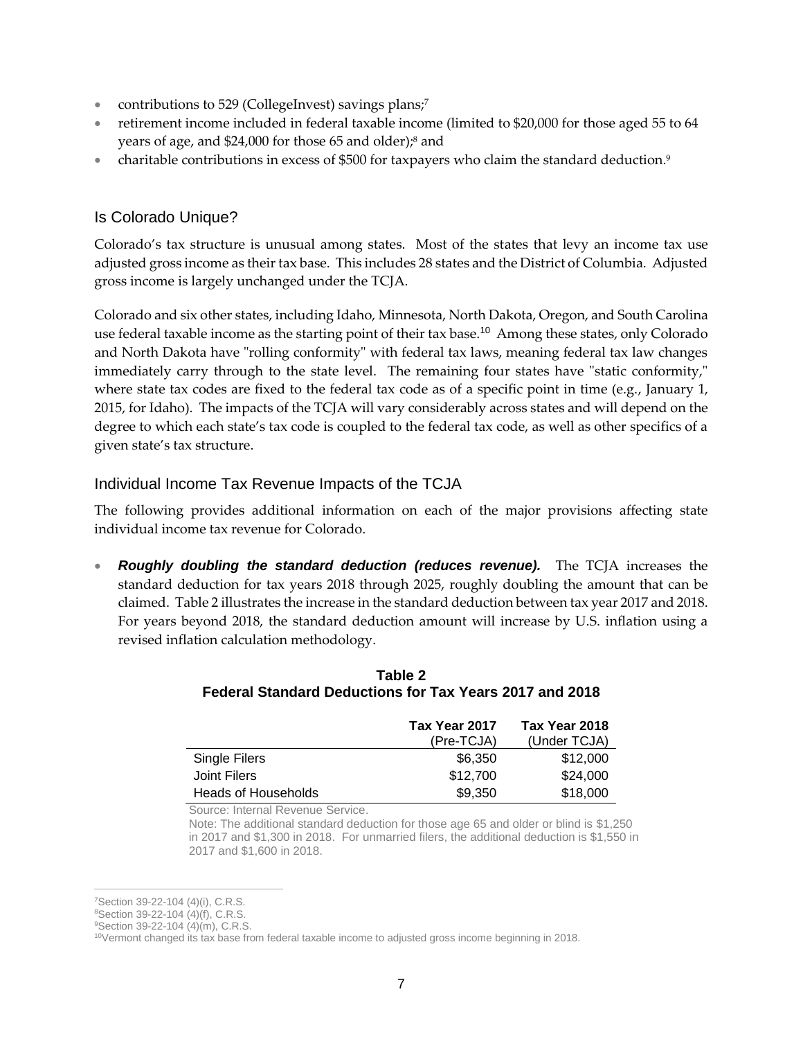- contributions to 529 (CollegeInvest) savings plans;[7]
- retirement income included in federal taxable income (limited to $20,000 for those aged 55 to 64 years of age, and $24,000 for those 65 and older);[8] and
- charitable contributions in excess of $500 for taxpayers who claim the standard deduction.[9]

## Is Colorado Unique?

Colorado's tax structure is unusual among states. Most of the states that levy an income tax use adjusted gross income as their tax base. This includes 28 states and the District of Columbia. Adjusted gross income is largely unchanged under the TCJA.

Colorado and six other states, including Idaho, Minnesota, North Dakota, Oregon, and South Carolina use federal taxable income as the starting point of their tax base.[10] Among these states, only Colorado and North Dakota have "rolling conformity" with federal tax laws, meaning federal tax law changes immediately carry through to the state level. The remaining four states have "static conformity," where state tax codes are fixed to the federal tax code as of a specific point in time (e.g., January 1, 2015, for Idaho). The impacts of the TCJA will vary considerably across states and will depend on the degree to which each state's tax code is coupled to the federal tax code, as well as other specifics of a given state's tax structure.

## Individual Income Tax Revenue Impacts of the TCJA

The following provides additional information on each of the major provisions affecting state individual income tax revenue for Colorado.

- ***Roughly doubling the standard deduction (reduces revenue).*** The TCJA increases the standard deduction for tax years 2018 through 2025, roughly doubling the amount that can be claimed. Table 2 illustrates the increase in the standard deduction between tax year 2017 and 2018. For years beyond 2018, the standard deduction amount will increase by U.S. inflation using a revised inflation calculation methodology.

**Table 2**
**Federal Standard Deductions for Tax Years 2017 and 2018**

| | Tax Year 2017 (Pre-TCJA) | Tax Year 2018 (Under TCJA) |
|---|---|---|
| Single Filers | $6,350 | $12,000 |
| Joint Filers | $12,700 | $24,000 |
| Heads of Households | $9,350 | $18,000 |

Source: Internal Revenue Service.
Note: The additional standard deduction for those age 65 and older or blind is $1,250 in 2017 and $1,300 in 2018. For unmarried filers, the additional deduction is $1,550 in 2017 and $1,600 in 2018.

[7] Section 39-22-104 (4)(i), C.R.S.
[8] Section 39-22-104 (4)(f), C.R.S.
[9] Section 39-22-104 (4)(m), C.R.S.
[10] Vermont changed its tax base from federal taxable income to adjusted gross income beginning in 2018.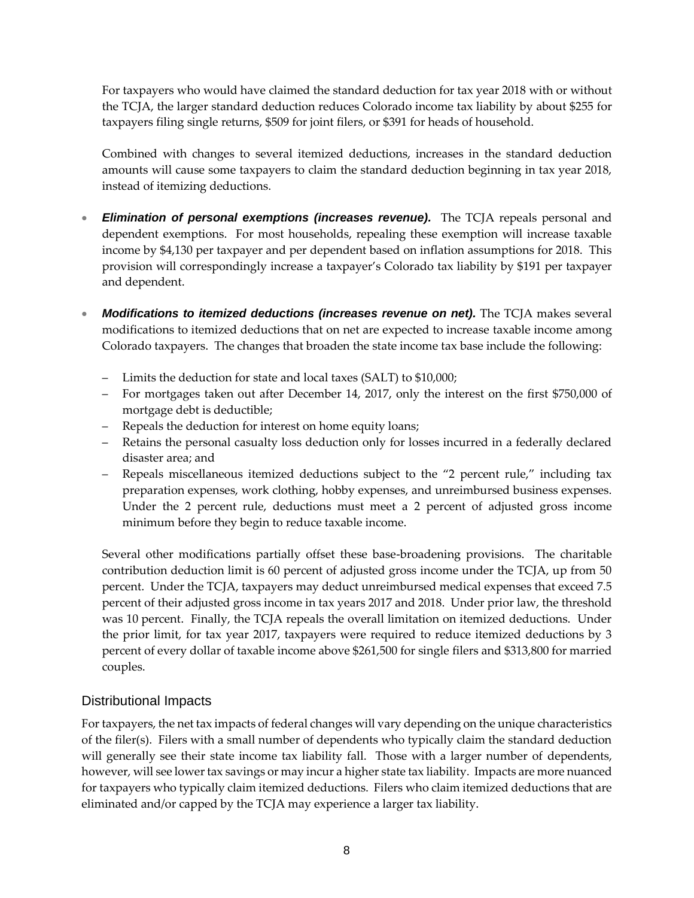For taxpayers who would have claimed the standard deduction for tax year 2018 with or without the TCJA, the larger standard deduction reduces Colorado income tax liability by about $255 for taxpayers filing single returns, $509 for joint filers, or $391 for heads of household.

Combined with changes to several itemized deductions, increases in the standard deduction amounts will cause some taxpayers to claim the standard deduction beginning in tax year 2018, instead of itemizing deductions.

- ***Elimination of personal exemptions (increases revenue).*** The TCJA repeals personal and dependent exemptions. For most households, repealing these exemption will increase taxable income by $4,130 per taxpayer and per dependent based on inflation assumptions for 2018. This provision will correspondingly increase a taxpayer's Colorado tax liability by $191 per taxpayer and dependent.

- ***Modifications to itemized deductions (increases revenue on net).*** The TCJA makes several modifications to itemized deductions that on net are expected to increase taxable income among Colorado taxpayers. The changes that broaden the state income tax base include the following:

  - Limits the deduction for state and local taxes (SALT) to $10,000;
  - For mortgages taken out after December 14, 2017, only the interest on the first $750,000 of mortgage debt is deductible;
  - Repeals the deduction for interest on home equity loans;
  - Retains the personal casualty loss deduction only for losses incurred in a federally declared disaster area; and
  - Repeals miscellaneous itemized deductions subject to the "2 percent rule," including tax preparation expenses, work clothing, hobby expenses, and unreimbursed business expenses. Under the 2 percent rule, deductions must meet a 2 percent of adjusted gross income minimum before they begin to reduce taxable income.

  Several other modifications partially offset these base-broadening provisions. The charitable contribution deduction limit is 60 percent of adjusted gross income under the TCJA, up from 50 percent. Under the TCJA, taxpayers may deduct unreimbursed medical expenses that exceed 7.5 percent of their adjusted gross income in tax years 2017 and 2018. Under prior law, the threshold was 10 percent. Finally, the TCJA repeals the overall limitation on itemized deductions. Under the prior limit, for tax year 2017, taxpayers were required to reduce itemized deductions by 3 percent of every dollar of taxable income above $261,500 for single filers and $313,800 for married couples.

## Distributional Impacts

For taxpayers, the net tax impacts of federal changes will vary depending on the unique characteristics of the filer(s). Filers with a small number of dependents who typically claim the standard deduction will generally see their state income tax liability fall. Those with a larger number of dependents, however, will see lower tax savings or may incur a higher state tax liability. Impacts are more nuanced for taxpayers who typically claim itemized deductions. Filers who claim itemized deductions that are eliminated and/or capped by the TCJA may experience a larger tax liability.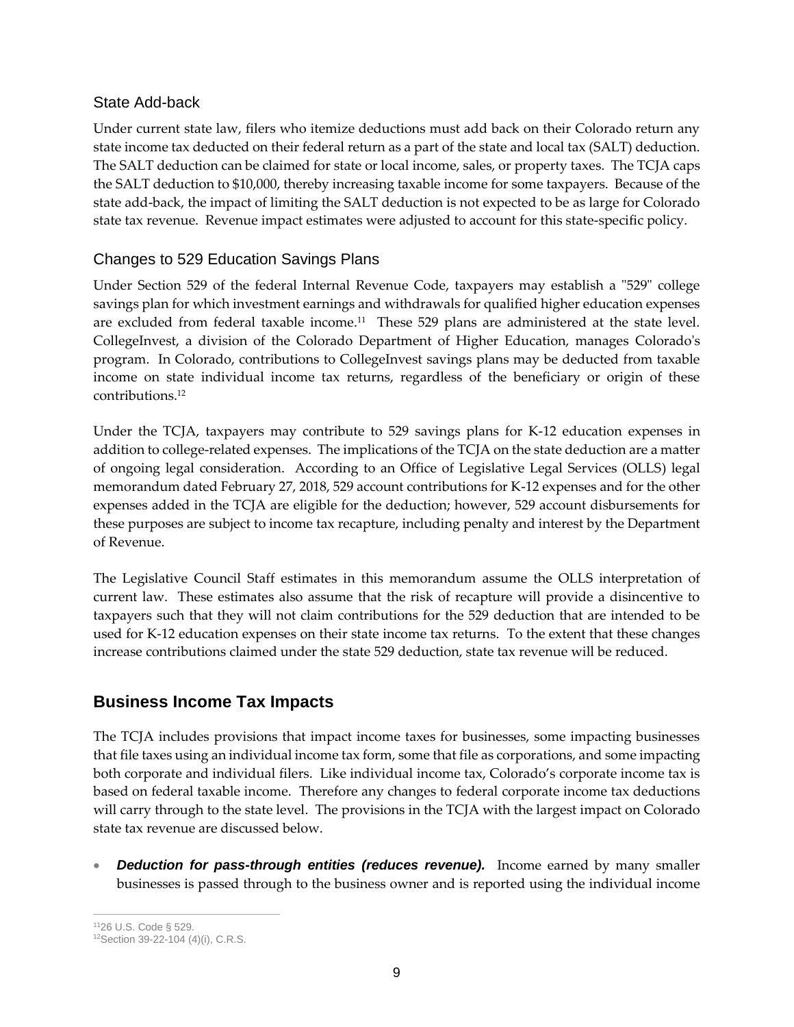### State Add-back

Under current state law, filers who itemize deductions must add back on their Colorado return any state income tax deducted on their federal return as a part of the state and local tax (SALT) deduction. The SALT deduction can be claimed for state or local income, sales, or property taxes. The TCJA caps the SALT deduction to $10,000, thereby increasing taxable income for some taxpayers. Because of the state add-back, the impact of limiting the SALT deduction is not expected to be as large for Colorado state tax revenue. Revenue impact estimates were adjusted to account for this state-specific policy.

### Changes to 529 Education Savings Plans

Under Section 529 of the federal Internal Revenue Code, taxpayers may establish a "529" college savings plan for which investment earnings and withdrawals for qualified higher education expenses are excluded from federal taxable income.[11] These 529 plans are administered at the state level. CollegeInvest, a division of the Colorado Department of Higher Education, manages Colorado's program. In Colorado, contributions to CollegeInvest savings plans may be deducted from taxable income on state individual income tax returns, regardless of the beneficiary or origin of these contributions.[12]

Under the TCJA, taxpayers may contribute to 529 savings plans for K-12 education expenses in addition to college-related expenses. The implications of the TCJA on the state deduction are a matter of ongoing legal consideration. According to an Office of Legislative Legal Services (OLLS) legal memorandum dated February 27, 2018, 529 account contributions for K-12 expenses and for the other expenses added in the TCJA are eligible for the deduction; however, 529 account disbursements for these purposes are subject to income tax recapture, including penalty and interest by the Department of Revenue.

The Legislative Council Staff estimates in this memorandum assume the OLLS interpretation of current law. These estimates also assume that the risk of recapture will provide a disincentive to taxpayers such that they will not claim contributions for the 529 deduction that are intended to be used for K-12 education expenses on their state income tax returns. To the extent that these changes increase contributions claimed under the state 529 deduction, state tax revenue will be reduced.

## Business Income Tax Impacts

The TCJA includes provisions that impact income taxes for businesses, some impacting businesses that file taxes using an individual income tax form, some that file as corporations, and some impacting both corporate and individual filers. Like individual income tax, Colorado's corporate income tax is based on federal taxable income. Therefore any changes to federal corporate income tax deductions will carry through to the state level. The provisions in the TCJA with the largest impact on Colorado state tax revenue are discussed below.

- ***Deduction for pass-through entities (reduces revenue).*** Income earned by many smaller businesses is passed through to the business owner and is reported using the individual income

[11] 26 U.S. Code § 529.
[12] Section 39-22-104 (4)(i), C.R.S.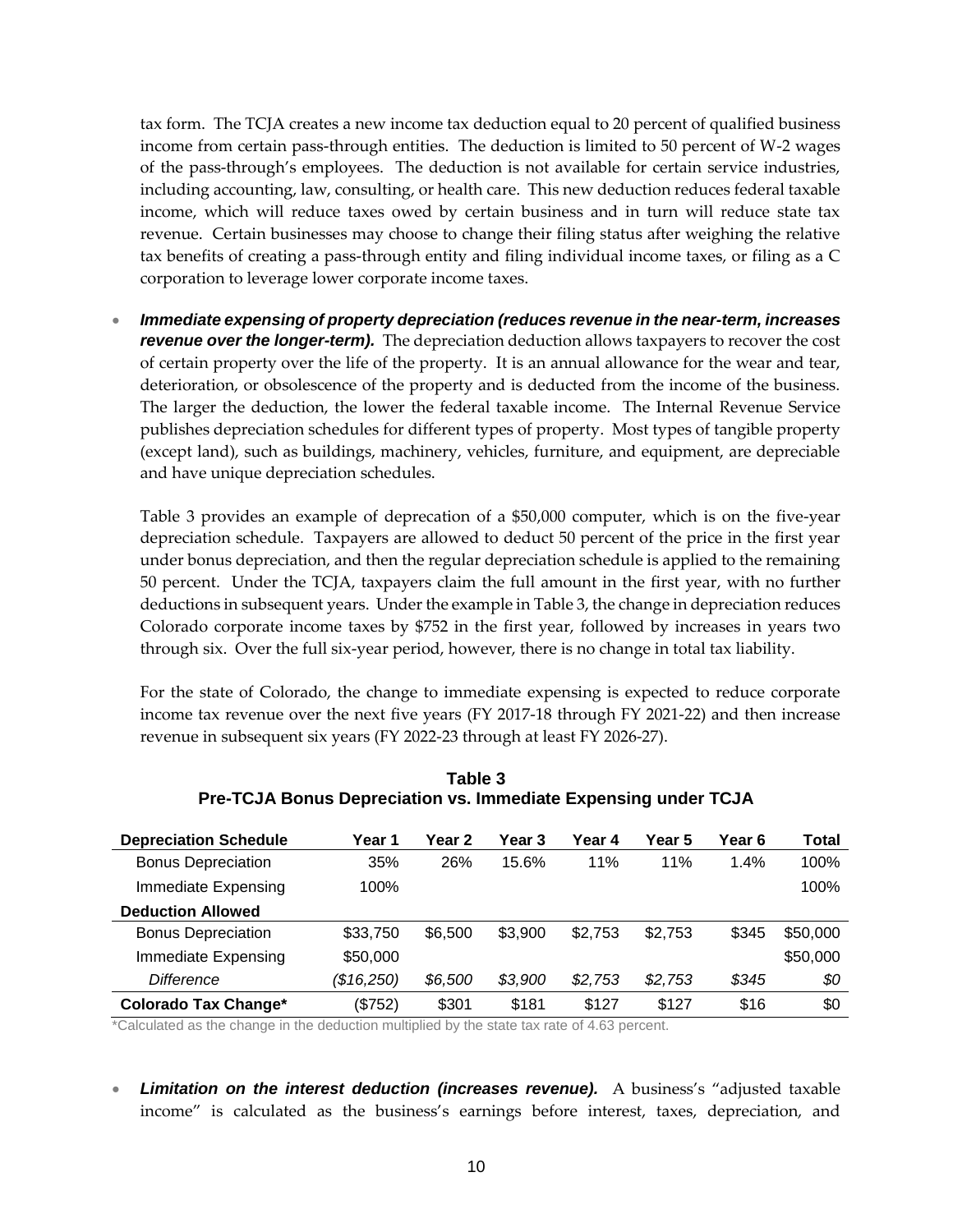tax form. The TCJA creates a new income tax deduction equal to 20 percent of qualified business income from certain pass-through entities. The deduction is limited to 50 percent of W-2 wages of the pass-through's employees. The deduction is not available for certain service industries, including accounting, law, consulting, or health care. This new deduction reduces federal taxable income, which will reduce taxes owed by certain business and in turn will reduce state tax revenue. Certain businesses may choose to change their filing status after weighing the relative tax benefits of creating a pass-through entity and filing individual income taxes, or filing as a C corporation to leverage lower corporate income taxes.

- ***Immediate expensing of property depreciation (reduces revenue in the near-term, increases revenue over the longer-term).*** The depreciation deduction allows taxpayers to recover the cost of certain property over the life of the property. It is an annual allowance for the wear and tear, deterioration, or obsolescence of the property and is deducted from the income of the business. The larger the deduction, the lower the federal taxable income. The Internal Revenue Service publishes depreciation schedules for different types of property. Most types of tangible property (except land), such as buildings, machinery, vehicles, furniture, and equipment, are depreciable and have unique depreciation schedules.

  Table 3 provides an example of deprecation of a $50,000 computer, which is on the five-year depreciation schedule. Taxpayers are allowed to deduct 50 percent of the price in the first year under bonus depreciation, and then the regular depreciation schedule is applied to the remaining 50 percent. Under the TCJA, taxpayers claim the full amount in the first year, with no further deductions in subsequent years. Under the example in Table 3, the change in depreciation reduces Colorado corporate income taxes by $752 in the first year, followed by increases in years two through six. Over the full six-year period, however, there is no change in total tax liability.

  For the state of Colorado, the change to immediate expensing is expected to reduce corporate income tax revenue over the next five years (FY 2017-18 through FY 2021-22) and then increase revenue in subsequent six years (FY 2022-23 through at least FY 2026-27).

**Table 3**
**Pre-TCJA Bonus Depreciation vs. Immediate Expensing under TCJA**

| Depreciation Schedule | Year 1 | Year 2 | Year 3 | Year 4 | Year 5 | Year 6 | Total |
|---|---|---|---|---|---|---|---|
| Bonus Depreciation | 35% | 26% | 15.6% | 11% | 11% | 1.4% | 100% |
| Immediate Expensing | 100% | | | | | | 100% |
| **Deduction Allowed** | | | | | | | |
| Bonus Depreciation | $33,750 | $6,500 | $3,900 | $2,753 | $2,753 | $345 | $50,000 |
| Immediate Expensing | $50,000 | | | | | | $50,000 |
| *Difference* | *($16,250)* | *$6,500* | *$3,900* | *$2,753* | *$2,753* | *$345* | *$0* |
| **Colorado Tax Change*** | ($752) | $301 | $181 | $127 | $127 | $16 | $0 |

*Calculated as the change in the deduction multiplied by the state tax rate of 4.63 percent.

- ***Limitation on the interest deduction (increases revenue).*** A business's "adjusted taxable income" is calculated as the business's earnings before interest, taxes, depreciation, and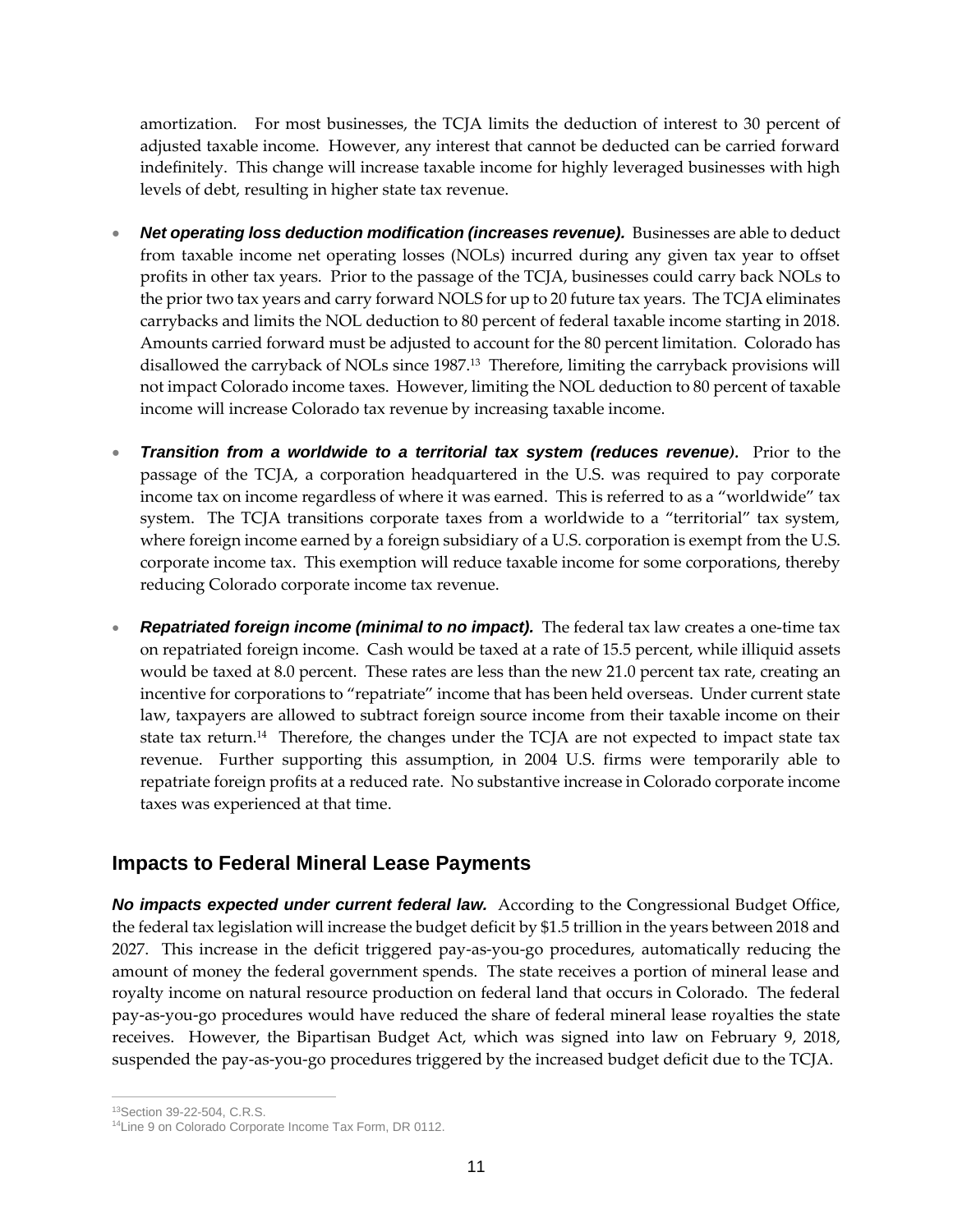amortization. For most businesses, the TCJA limits the deduction of interest to 30 percent of adjusted taxable income. However, any interest that cannot be deducted can be carried forward indefinitely. This change will increase taxable income for highly leveraged businesses with high levels of debt, resulting in higher state tax revenue.

- ***Net operating loss deduction modification (increases revenue).*** Businesses are able to deduct from taxable income net operating losses (NOLs) incurred during any given tax year to offset profits in other tax years. Prior to the passage of the TCJA, businesses could carry back NOLs to the prior two tax years and carry forward NOLS for up to 20 future tax years. The TCJA eliminates carrybacks and limits the NOL deduction to 80 percent of federal taxable income starting in 2018. Amounts carried forward must be adjusted to account for the 80 percent limitation. Colorado has disallowed the carryback of NOLs since 1987.[13] Therefore, limiting the carryback provisions will not impact Colorado income taxes. However, limiting the NOL deduction to 80 percent of taxable income will increase Colorado tax revenue by increasing taxable income.

- ***Transition from a worldwide to a territorial tax system (reduces revenue).*** Prior to the passage of the TCJA, a corporation headquartered in the U.S. was required to pay corporate income tax on income regardless of where it was earned. This is referred to as a "worldwide" tax system. The TCJA transitions corporate taxes from a worldwide to a "territorial" tax system, where foreign income earned by a foreign subsidiary of a U.S. corporation is exempt from the U.S. corporate income tax. This exemption will reduce taxable income for some corporations, thereby reducing Colorado corporate income tax revenue.

- ***Repatriated foreign income (minimal to no impact).*** The federal tax law creates a one-time tax on repatriated foreign income. Cash would be taxed at a rate of 15.5 percent, while illiquid assets would be taxed at 8.0 percent. These rates are less than the new 21.0 percent tax rate, creating an incentive for corporations to "repatriate" income that has been held overseas. Under current state law, taxpayers are allowed to subtract foreign source income from their taxable income on their state tax return.[14] Therefore, the changes under the TCJA are not expected to impact state tax revenue. Further supporting this assumption, in 2004 U.S. firms were temporarily able to repatriate foreign profits at a reduced rate. No substantive increase in Colorado corporate income taxes was experienced at that time.

## Impacts to Federal Mineral Lease Payments

***No impacts expected under current federal law.*** According to the Congressional Budget Office, the federal tax legislation will increase the budget deficit by $1.5 trillion in the years between 2018 and 2027. This increase in the deficit triggered pay-as-you-go procedures, automatically reducing the amount of money the federal government spends. The state receives a portion of mineral lease and royalty income on natural resource production on federal land that occurs in Colorado. The federal pay-as-you-go procedures would have reduced the share of federal mineral lease royalties the state receives. However, the Bipartisan Budget Act, which was signed into law on February 9, 2018, suspended the pay-as-you-go procedures triggered by the increased budget deficit due to the TCJA.

[13] Section 39-22-504, C.R.S.

[14] Line 9 on Colorado Corporate Income Tax Form, DR 0112.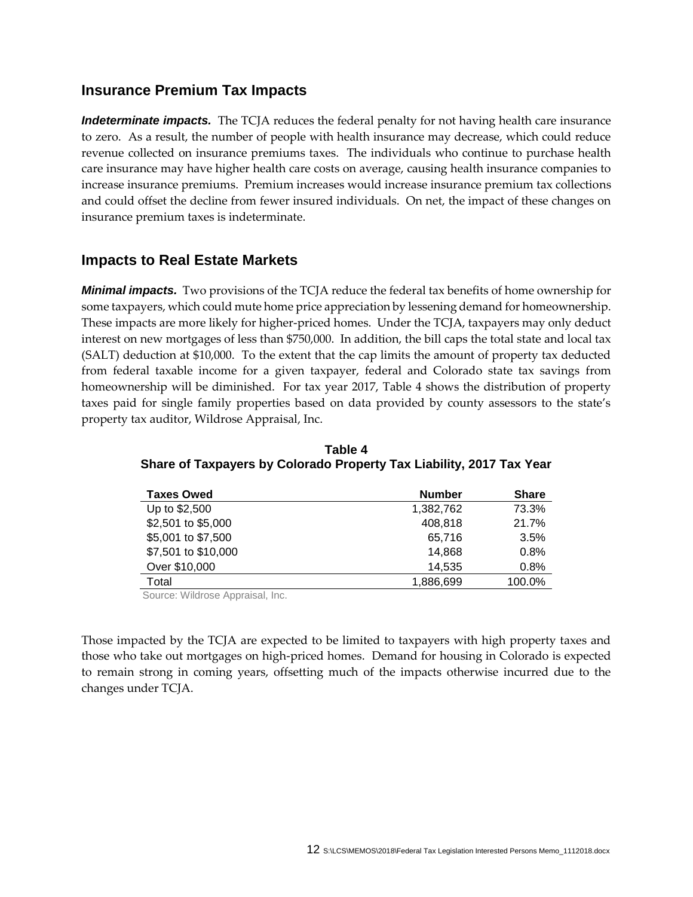## Insurance Premium Tax Impacts

***Indeterminate impacts.*** The TCJA reduces the federal penalty for not having health care insurance to zero. As a result, the number of people with health insurance may decrease, which could reduce revenue collected on insurance premiums taxes. The individuals who continue to purchase health care insurance may have higher health care costs on average, causing health insurance companies to increase insurance premiums. Premium increases would increase insurance premium tax collections and could offset the decline from fewer insured individuals. On net, the impact of these changes on insurance premium taxes is indeterminate.

## Impacts to Real Estate Markets

***Minimal impacts.*** Two provisions of the TCJA reduce the federal tax benefits of home ownership for some taxpayers, which could mute home price appreciation by lessening demand for homeownership. These impacts are more likely for higher-priced homes. Under the TCJA, taxpayers may only deduct interest on new mortgages of less than $750,000. In addition, the bill caps the total state and local tax (SALT) deduction at $10,000. To the extent that the cap limits the amount of property tax deducted from federal taxable income for a given taxpayer, federal and Colorado state tax savings from homeownership will be diminished. For tax year 2017, Table 4 shows the distribution of property taxes paid for single family properties based on data provided by county assessors to the state's property tax auditor, Wildrose Appraisal, Inc.

**Table 4**
**Share of Taxpayers by Colorado Property Tax Liability, 2017 Tax Year**

| Taxes Owed | Number | Share |
|---|---|---|
| Up to $2,500 | 1,382,762 | 73.3% |
| $2,501 to $5,000 | 408,818 | 21.7% |
| $5,001 to $7,500 | 65,716 | 3.5% |
| $7,501 to $10,000 | 14,868 | 0.8% |
| Over $10,000 | 14,535 | 0.8% |
| Total | 1,886,699 | 100.0% |

Source: Wildrose Appraisal, Inc.

Those impacted by the TCJA are expected to be limited to taxpayers with high property taxes and those who take out mortgages on high-priced homes. Demand for housing in Colorado is expected to remain strong in coming years, offsetting much of the impacts otherwise incurred due to the changes under TCJA.